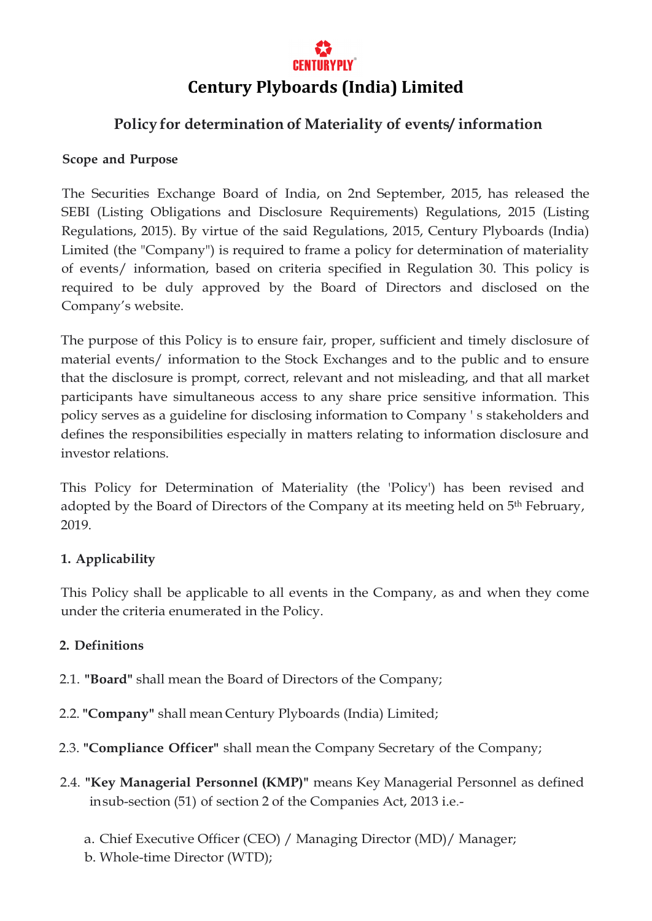CENTURYPLY

# Century Plyboards (India) Limited

## Policy for determination of Materiality of events/ information

### Scope and Purpose

The Securities Exchange Board of India, on 2nd September, 2015, has released the SEBI (Listing Obligations and Disclosure Requirements) Regulations, 2015 (Listing Regulations, 2015). By virtue of the said Regulations, 2015, Century Plyboards (India) Limited (the "Company") is required to frame a policy for determination of materiality of events/ information, based on criteria specified in Regulation 30. This policy is required to be duly approved by the Board of Directors and disclosed on the Company's website.

The purpose of this Policy is to ensure fair, proper, sufficient and timely disclosure of material events/ information to the Stock Exchanges and to the public and to ensure that the disclosure is prompt, correct, relevant and not misleading, and that all market participants have simultaneous access to any share price sensitive information. This policy serves as a guideline for disclosing information to Company ' s stakeholders and defines the responsibilities especially in matters relating to information disclosure and investor relations.

This Policy for Determination of Materiality (the 'Policy') has been revised and adopted by the Board of Directors of the Company at its meeting held on 5th February, 2019.

### 1. Applicability

This Policy shall be applicable to all events in the Company, as and when they come under the criteria enumerated in the Policy.

### 2. Definitions

2.1. **"Board"** shall mean the Board of Directors of the Company;

2.2. **"Company"** shall mean Century Plyboards (India) Limited;

2.3. **"Compliance Officer"** shall mean the Company Secretary of the Company;

2.4. **"Key Managerial Personnel (KMP)"** means Key Managerial Personnel as defined in sub-section (51) of section 2 of the Companies Act, 2013 i.e.-

a. Chief Executive Officer (CEO) / Managing Director (MD)/ Manager;
b. Whole-time Director (WTD);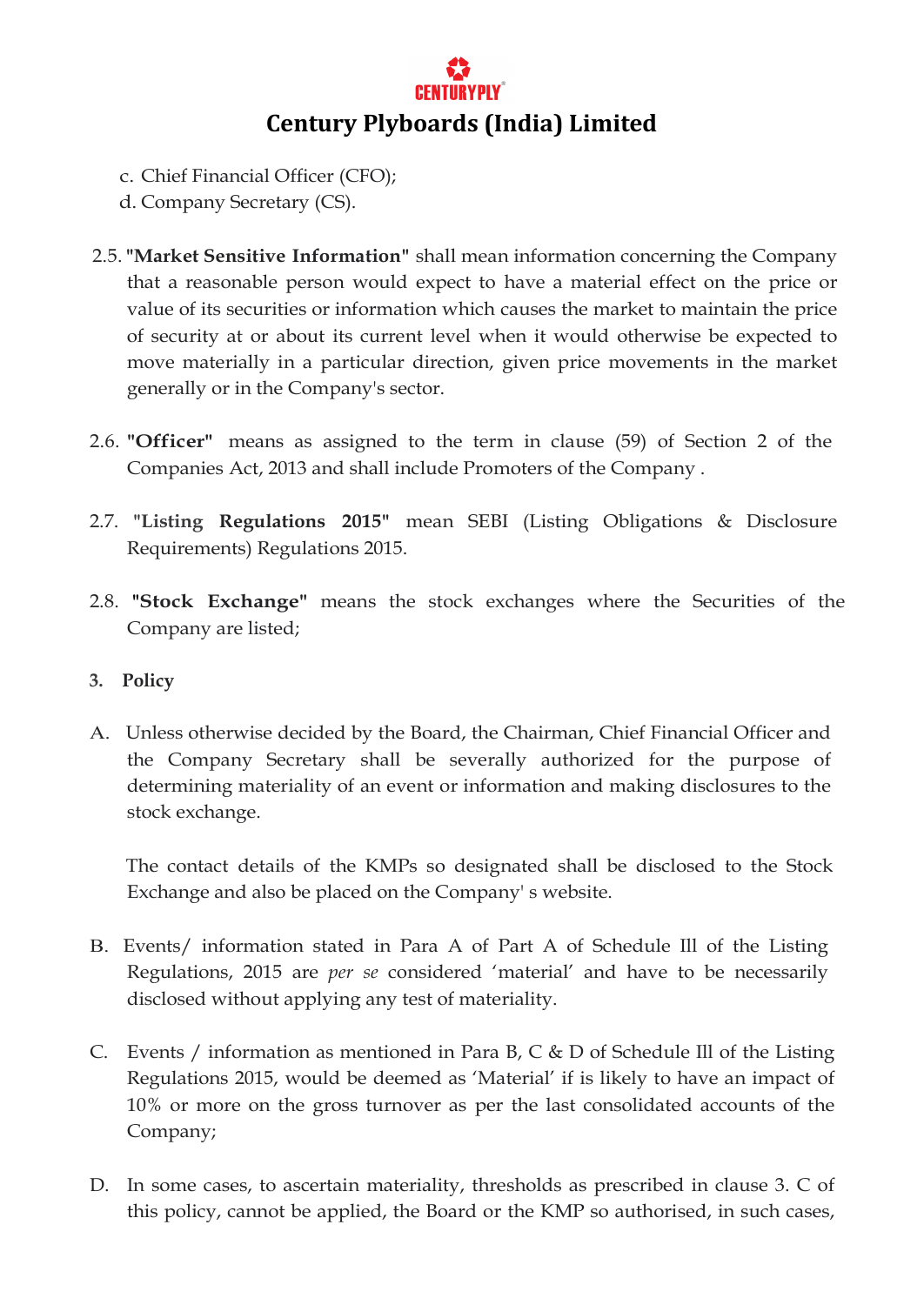c. Chief Financial Officer (CFO);
d. Company Secretary (CS).

2.5. **"Market Sensitive Information"** shall mean information concerning the Company that a reasonable person would expect to have a material effect on the price or value of its securities or information which causes the market to maintain the price of security at or about its current level when it would otherwise be expected to move materially in a particular direction, given price movements in the market generally or in the Company's sector.

2.6. **"Officer"** means as assigned to the term in clause (59) of Section 2 of the Companies Act, 2013 and shall include Promoters of the Company .

2.7. **"Listing Regulations 2015"** mean SEBI (Listing Obligations & Disclosure Requirements) Regulations 2015.

2.8. **"Stock Exchange"** means the stock exchanges where the Securities of the Company are listed;

**3. Policy**

A. Unless otherwise decided by the Board, the Chairman, Chief Financial Officer and the Company Secretary shall be severally authorized for the purpose of determining materiality of an event or information and making disclosures to the stock exchange.

The contact details of the KMPs so designated shall be disclosed to the Stock Exchange and also be placed on the Company' s website.

B. Events/ information stated in Para A of Part A of Schedule Ill of the Listing Regulations, 2015 are *per se* considered 'material' and have to be necessarily disclosed without applying any test of materiality.

C. Events / information as mentioned in Para B, C & D of Schedule Ill of the Listing Regulations 2015, would be deemed as 'Material' if is likely to have an impact of 10% or more on the gross turnover as per the last consolidated accounts of the Company;

D. In some cases, to ascertain materiality, thresholds as prescribed in clause 3. C of this policy, cannot be applied, the Board or the KMP so authorised, in such cases,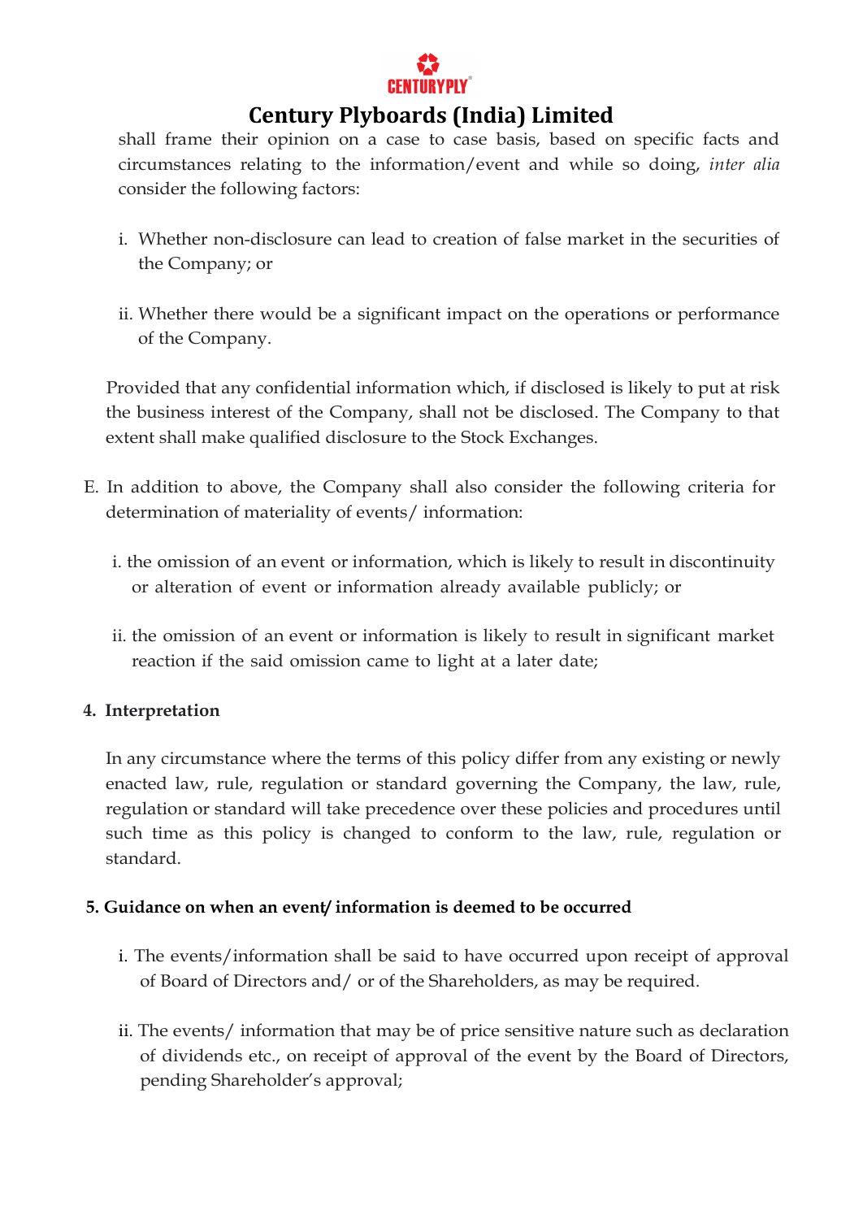shall frame their opinion on a case to case basis, based on specific facts and circumstances relating to the information/event and while so doing, *inter alia* consider the following factors:

i. Whether non-disclosure can lead to creation of false market in the securities of the Company; or

ii. Whether there would be a significant impact on the operations or performance of the Company.

Provided that any confidential information which, if disclosed is likely to put at risk the business interest of the Company, shall not be disclosed. The Company to that extent shall make qualified disclosure to the Stock Exchanges.

E. In addition to above, the Company shall also consider the following criteria for determination of materiality of events/ information:

i. the omission of an event or information, which is likely to result in discontinuity or alteration of event or information already available publicly; or

ii. the omission of an event or information is likely to result in significant market reaction if the said omission came to light at a later date;

## 4. Interpretation

In any circumstance where the terms of this policy differ from any existing or newly enacted law, rule, regulation or standard governing the Company, the law, rule, regulation or standard will take precedence over these policies and procedures until such time as this policy is changed to conform to the law, rule, regulation or standard.

## 5. Guidance on when an event/ information is deemed to be occurred

i. The events/information shall be said to have occurred upon receipt of approval of Board of Directors and/ or of the Shareholders, as may be required.

ii. The events/ information that may be of price sensitive nature such as declaration of dividends etc., on receipt of approval of the event by the Board of Directors, pending Shareholder's approval;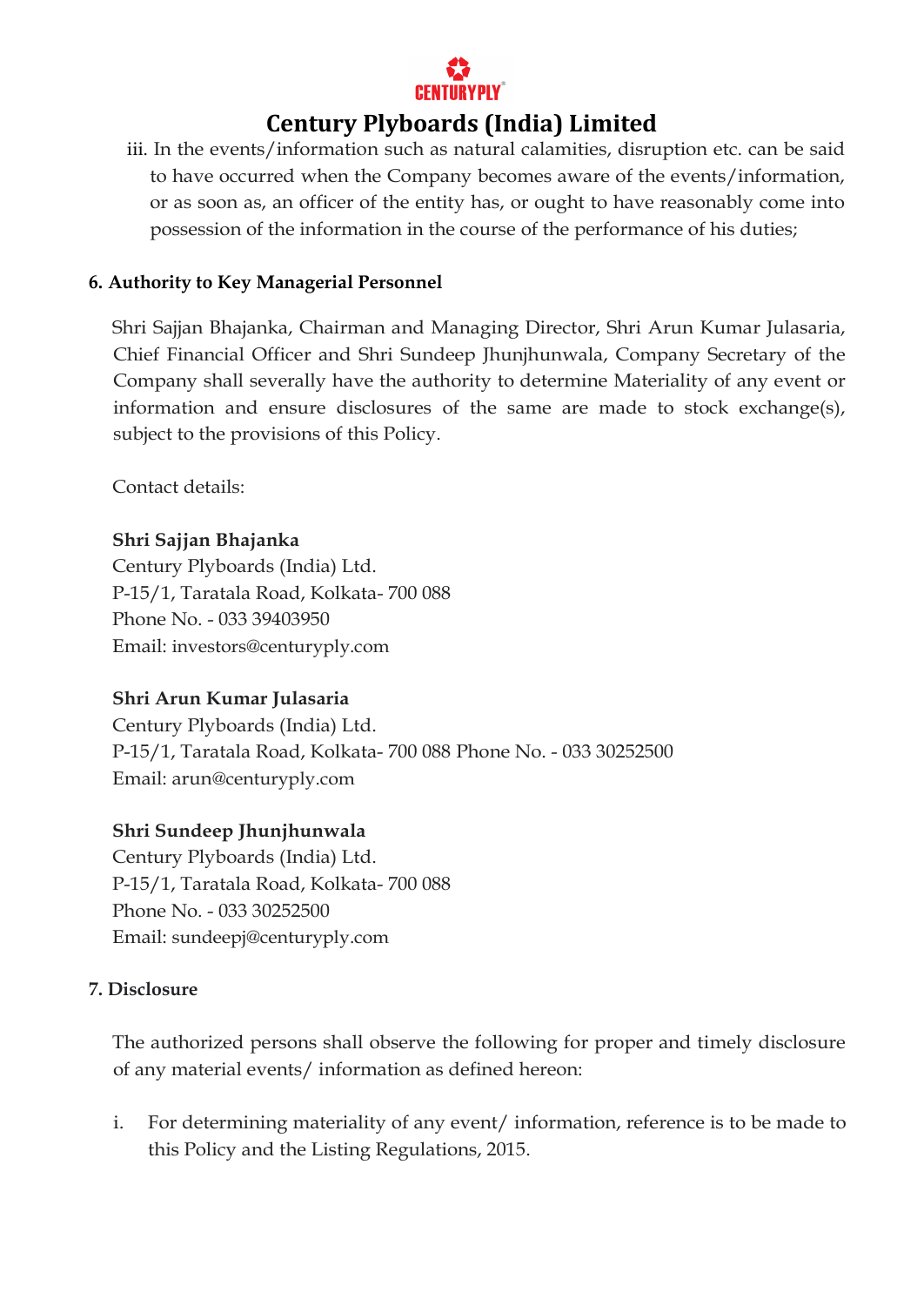iii. In the events/information such as natural calamities, disruption etc. can be said to have occurred when the Company becomes aware of the events/information, or as soon as, an officer of the entity has, or ought to have reasonably come into possession of the information in the course of the performance of his duties;

**6. Authority to Key Managerial Personnel**

Shri Sajjan Bhajanka, Chairman and Managing Director, Shri Arun Kumar Julasaria, Chief Financial Officer and Shri Sundeep Jhunjhunwala, Company Secretary of the Company shall severally have the authority to determine Materiality of any event or information and ensure disclosures of the same are made to stock exchange(s), subject to the provisions of this Policy.

Contact details:

**Shri Sajjan Bhajanka**
Century Plyboards (India) Ltd.
P-15/1, Taratala Road, Kolkata- 700 088
Phone No. - 033 39403950
Email: investors@centuryply.com

**Shri Arun Kumar Julasaria**
Century Plyboards (India) Ltd.
P-15/1, Taratala Road, Kolkata- 700 088 Phone No. - 033 30252500
Email: arun@centuryply.com

**Shri Sundeep Jhunjhunwala**
Century Plyboards (India) Ltd.
P-15/1, Taratala Road, Kolkata- 700 088
Phone No. - 033 30252500
Email: sundeepj@centuryply.com

**7. Disclosure**

The authorized persons shall observe the following for proper and timely disclosure of any material events/ information as defined hereon:

i. For determining materiality of any event/ information, reference is to be made to this Policy and the Listing Regulations, 2015.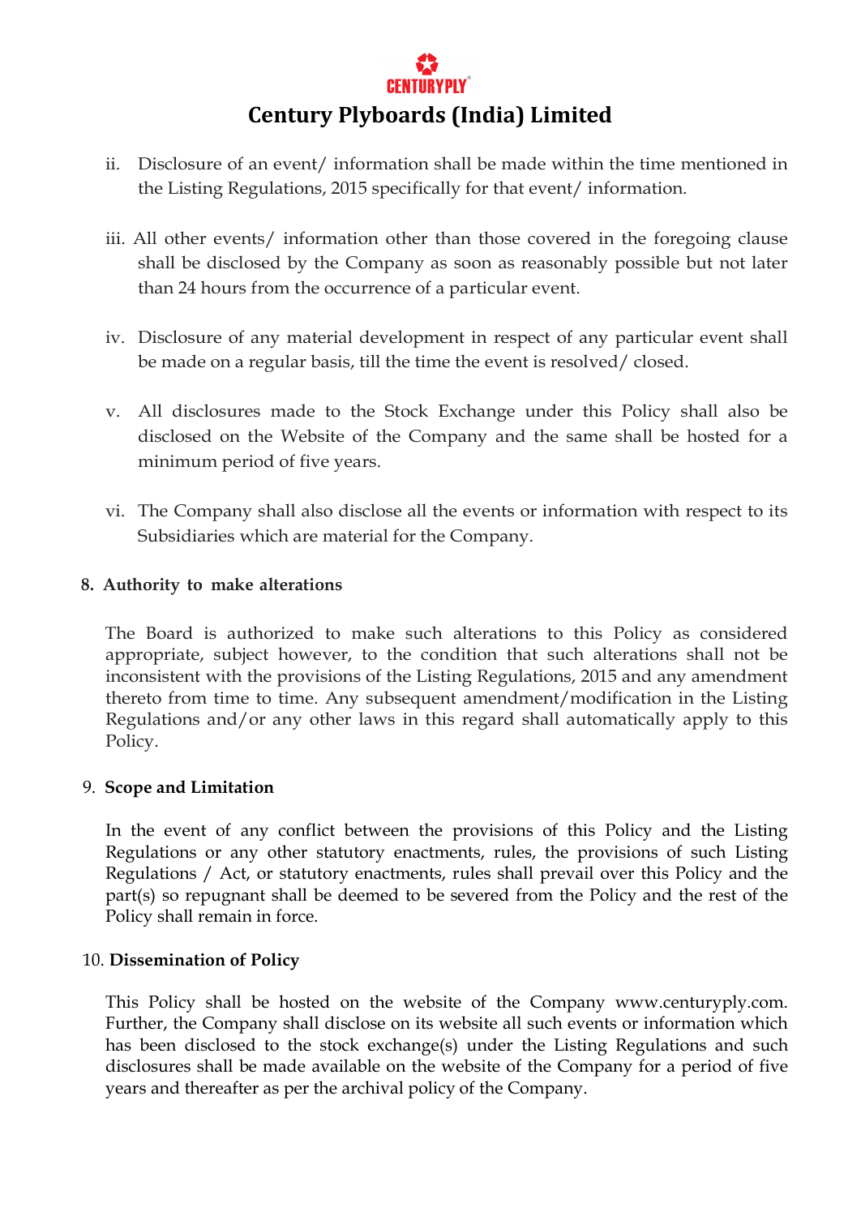ii. Disclosure of an event/ information shall be made within the time mentioned in the Listing Regulations, 2015 specifically for that event/ information.

iii. All other events/ information other than those covered in the foregoing clause shall be disclosed by the Company as soon as reasonably possible but not later than 24 hours from the occurrence of a particular event.

iv. Disclosure of any material development in respect of any particular event shall be made on a regular basis, till the time the event is resolved/ closed.

v. All disclosures made to the Stock Exchange under this Policy shall also be disclosed on the Website of the Company and the same shall be hosted for a minimum period of five years.

vi. The Company shall also disclose all the events or information with respect to its Subsidiaries which are material for the Company.

**8. Authority to make alterations**

The Board is authorized to make such alterations to this Policy as considered appropriate, subject however, to the condition that such alterations shall not be inconsistent with the provisions of the Listing Regulations, 2015 and any amendment thereto from time to time. Any subsequent amendment/modification in the Listing Regulations and/or any other laws in this regard shall automatically apply to this Policy.

**9. Scope and Limitation**

In the event of any conflict between the provisions of this Policy and the Listing Regulations or any other statutory enactments, rules, the provisions of such Listing Regulations / Act, or statutory enactments, rules shall prevail over this Policy and the part(s) so repugnant shall be deemed to be severed from the Policy and the rest of the Policy shall remain in force.

**10. Dissemination of Policy**

This Policy shall be hosted on the website of the Company www.centuryply.com. Further, the Company shall disclose on its website all such events or information which has been disclosed to the stock exchange(s) under the Listing Regulations and such disclosures shall be made available on the website of the Company for a period of five years and thereafter as per the archival policy of the Company.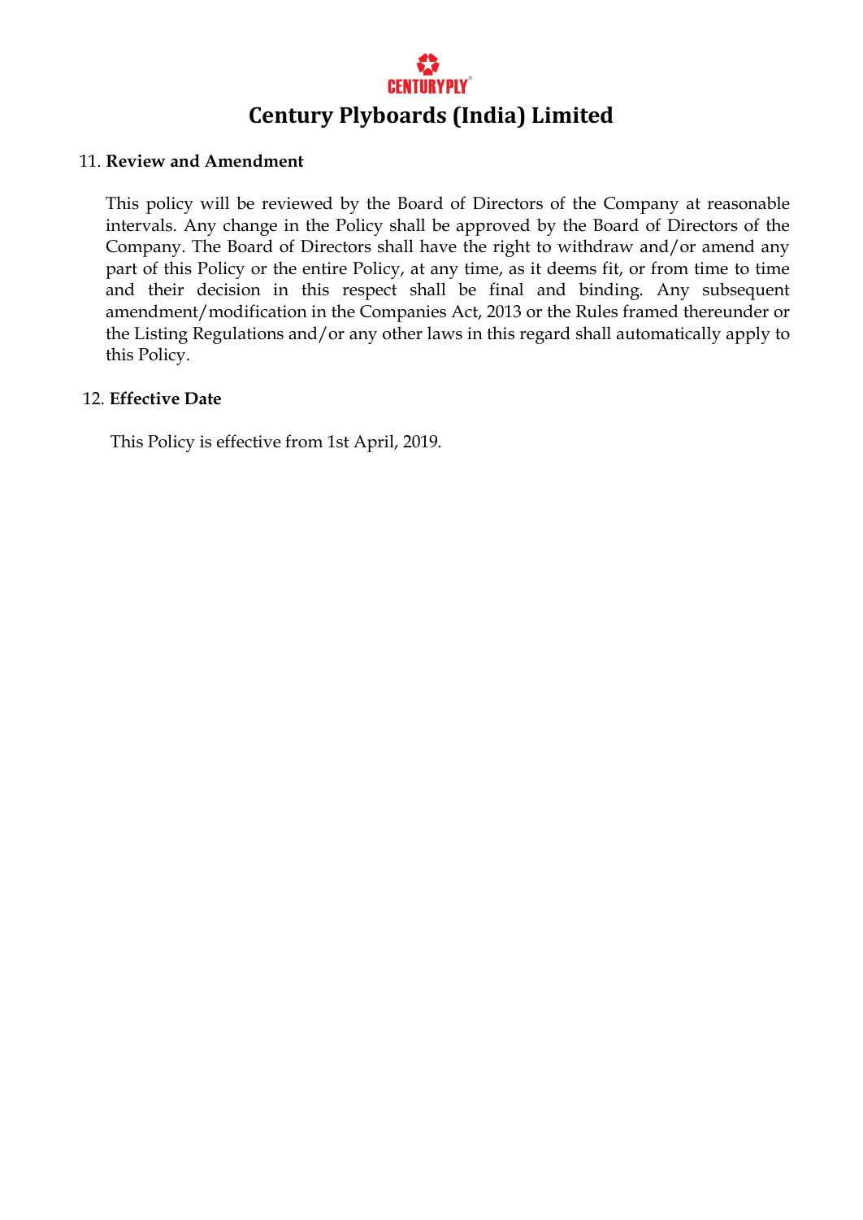11. **Review and Amendment**

This policy will be reviewed by the Board of Directors of the Company at reasonable intervals. Any change in the Policy shall be approved by the Board of Directors of the Company. The Board of Directors shall have the right to withdraw and/or amend any part of this Policy or the entire Policy, at any time, as it deems fit, or from time to time and their decision in this respect shall be final and binding. Any subsequent amendment/modification in the Companies Act, 2013 or the Rules framed thereunder or the Listing Regulations and/or any other laws in this regard shall automatically apply to this Policy.

12. **Effective Date**

This Policy is effective from 1st April, 2019.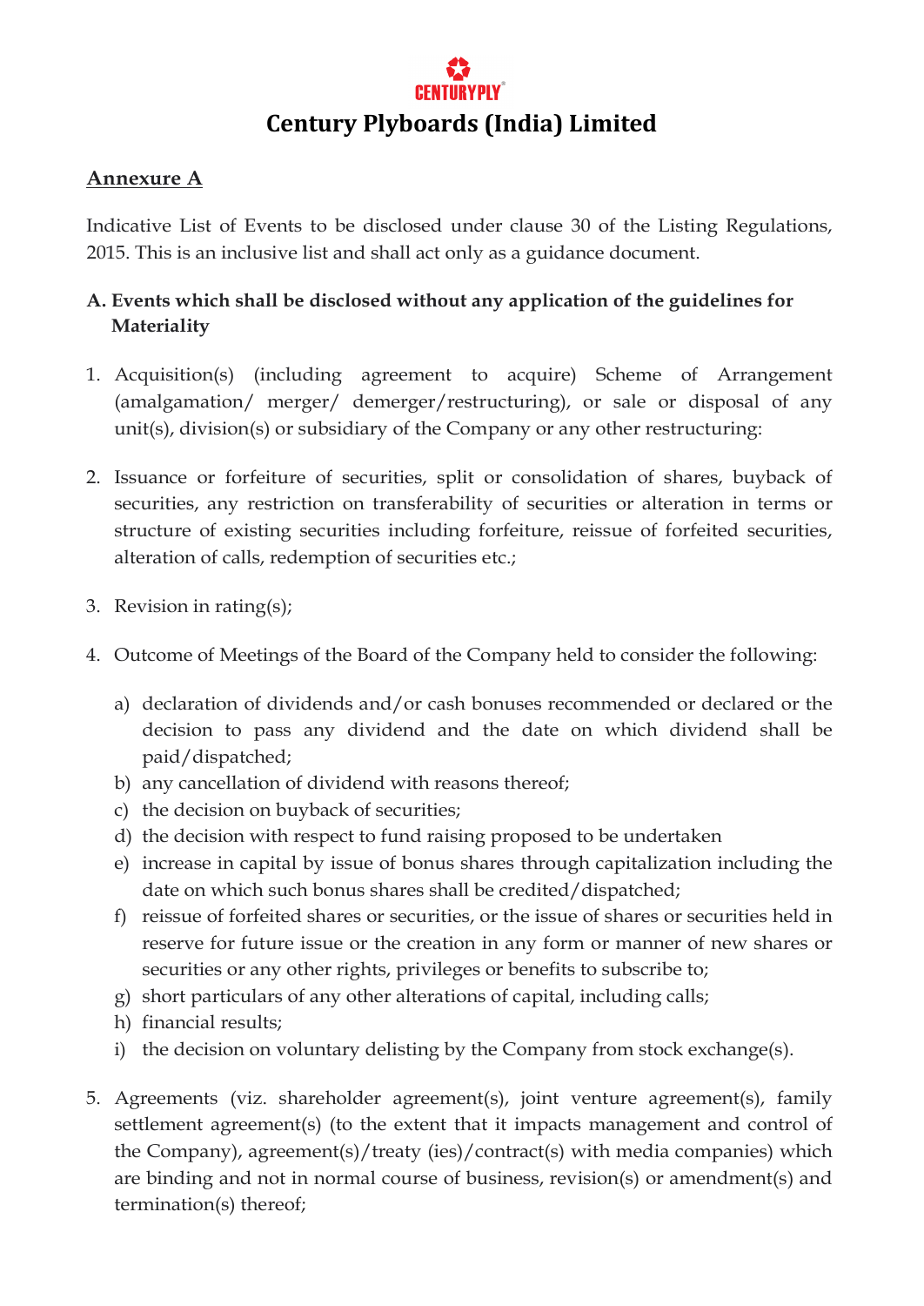# Century Plyboards (India) Limited

## Annexure A

Indicative List of Events to be disclosed under clause 30 of the Listing Regulations, 2015. This is an inclusive list and shall act only as a guidance document.

### A. Events which shall be disclosed without any application of the guidelines for Materiality

1. Acquisition(s) (including agreement to acquire) Scheme of Arrangement (amalgamation/ merger/ demerger/restructuring), or sale or disposal of any unit(s), division(s) or subsidiary of the Company or any other restructuring:

2. Issuance or forfeiture of securities, split or consolidation of shares, buyback of securities, any restriction on transferability of securities or alteration in terms or structure of existing securities including forfeiture, reissue of forfeited securities, alteration of calls, redemption of securities etc.;

3. Revision in rating(s);

4. Outcome of Meetings of the Board of the Company held to consider the following:

   a) declaration of dividends and/or cash bonuses recommended or declared or the decision to pass any dividend and the date on which dividend shall be paid/dispatched;
   b) any cancellation of dividend with reasons thereof;
   c) the decision on buyback of securities;
   d) the decision with respect to fund raising proposed to be undertaken
   e) increase in capital by issue of bonus shares through capitalization including the date on which such bonus shares shall be credited/dispatched;
   f) reissue of forfeited shares or securities, or the issue of shares or securities held in reserve for future issue or the creation in any form or manner of new shares or securities or any other rights, privileges or benefits to subscribe to;
   g) short particulars of any other alterations of capital, including calls;
   h) financial results;
   i) the decision on voluntary delisting by the Company from stock exchange(s).

5. Agreements (viz. shareholder agreement(s), joint venture agreement(s), family settlement agreement(s) (to the extent that it impacts management and control of the Company), agreement(s)/treaty (ies)/contract(s) with media companies) which are binding and not in normal course of business, revision(s) or amendment(s) and termination(s) thereof;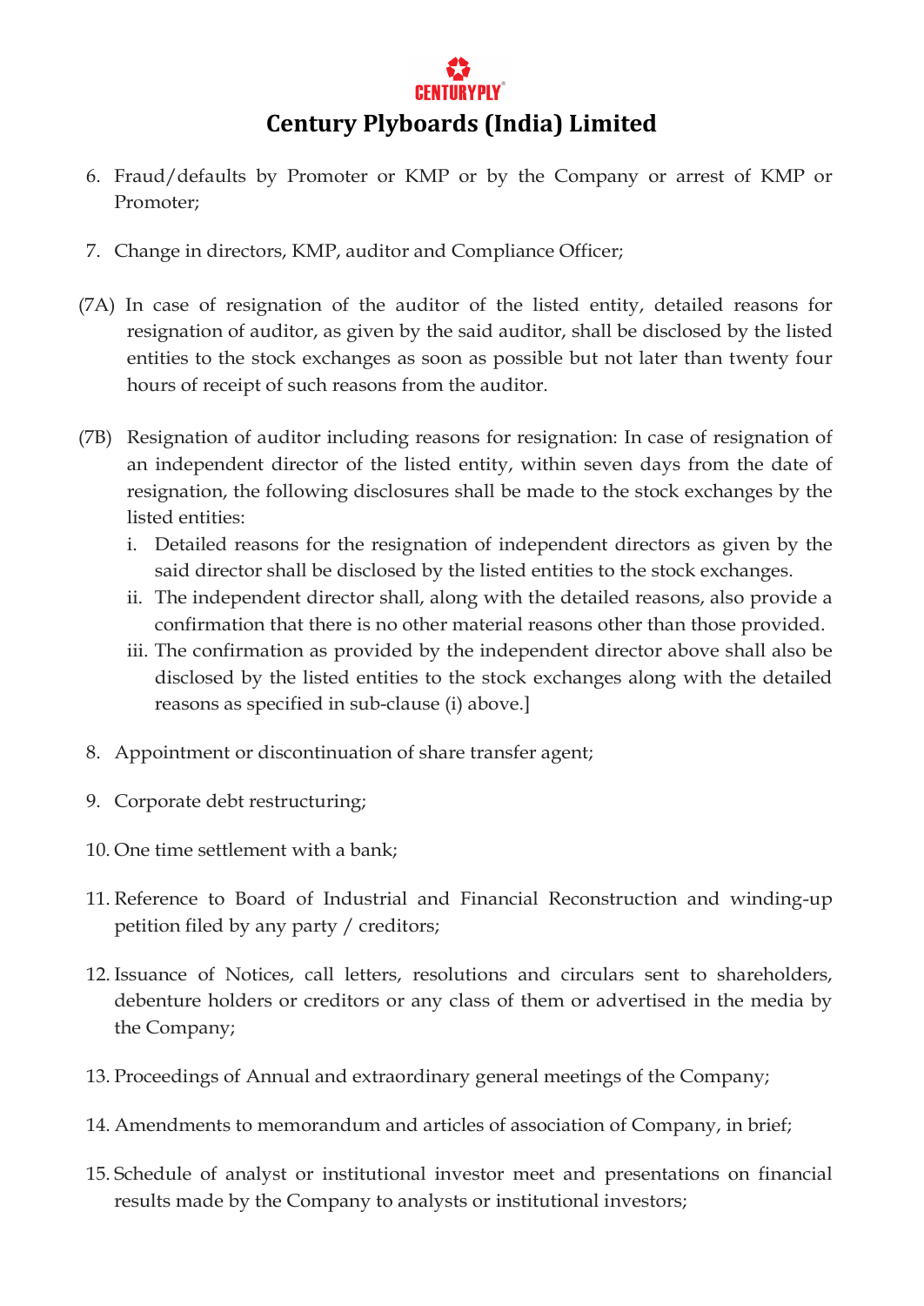6. Fraud/defaults by Promoter or KMP or by the Company or arrest of KMP or Promoter;

7. Change in directors, KMP, auditor and Compliance Officer;

(7A) In case of resignation of the auditor of the listed entity, detailed reasons for resignation of auditor, as given by the said auditor, shall be disclosed by the listed entities to the stock exchanges as soon as possible but not later than twenty four hours of receipt of such reasons from the auditor.

(7B) Resignation of auditor including reasons for resignation: In case of resignation of an independent director of the listed entity, within seven days from the date of resignation, the following disclosures shall be made to the stock exchanges by the listed entities:

   i. Detailed reasons for the resignation of independent directors as given by the said director shall be disclosed by the listed entities to the stock exchanges.
   ii. The independent director shall, along with the detailed reasons, also provide a confirmation that there is no other material reasons other than those provided.
   iii. The confirmation as provided by the independent director above shall also be disclosed by the listed entities to the stock exchanges along with the detailed reasons as specified in sub-clause (i) above.]

8. Appointment or discontinuation of share transfer agent;

9. Corporate debt restructuring;

10. One time settlement with a bank;

11. Reference to Board of Industrial and Financial Reconstruction and winding-up petition filed by any party / creditors;

12. Issuance of Notices, call letters, resolutions and circulars sent to shareholders, debenture holders or creditors or any class of them or advertised in the media by the Company;

13. Proceedings of Annual and extraordinary general meetings of the Company;

14. Amendments to memorandum and articles of association of Company, in brief;

15. Schedule of analyst or institutional investor meet and presentations on financial results made by the Company to analysts or institutional investors;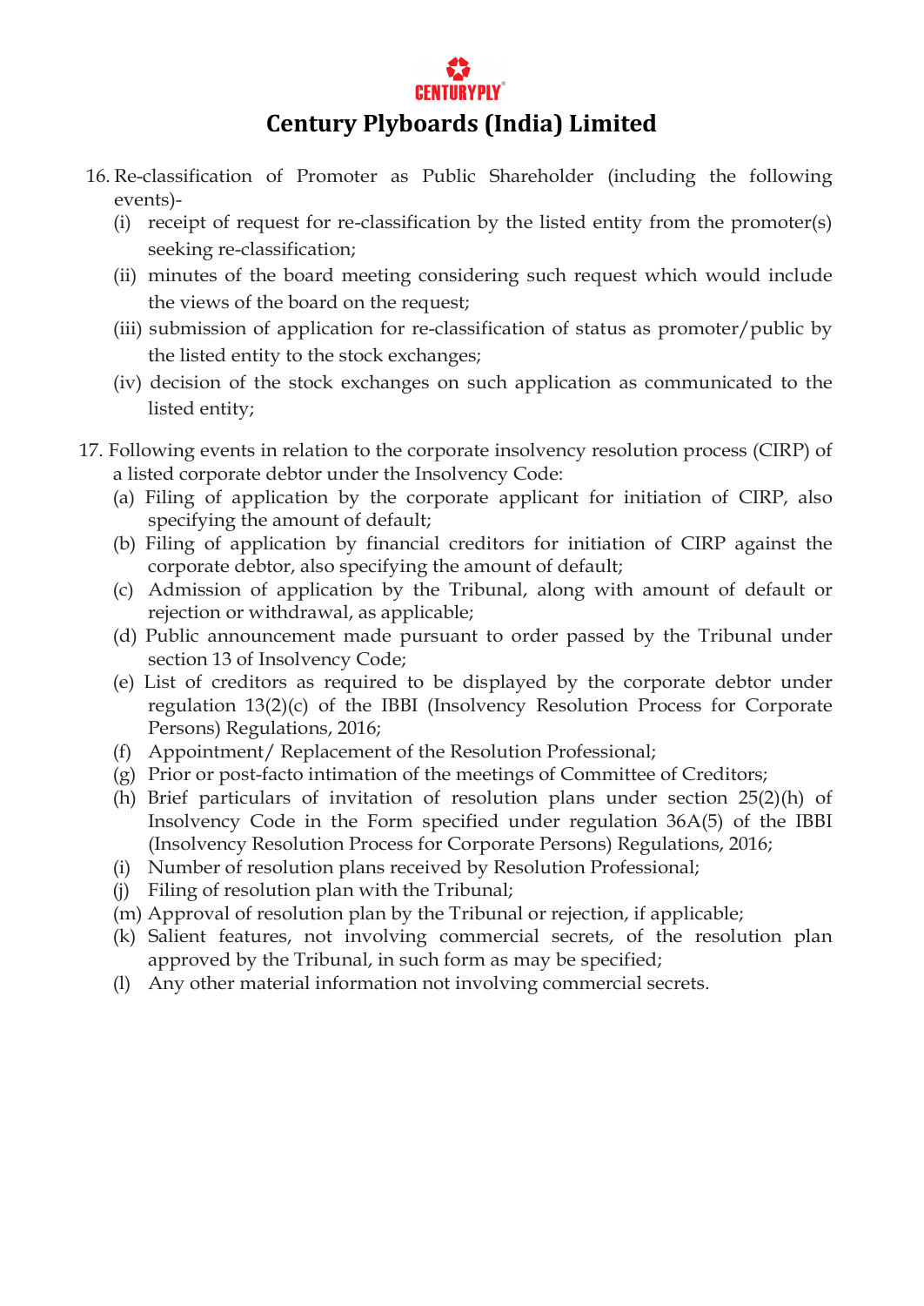16. Re-classification of Promoter as Public Shareholder (including the following events)-
    (i) receipt of request for re-classification by the listed entity from the promoter(s) seeking re-classification;
    (ii) minutes of the board meeting considering such request which would include the views of the board on the request;
    (iii) submission of application for re-classification of status as promoter/public by the listed entity to the stock exchanges;
    (iv) decision of the stock exchanges on such application as communicated to the listed entity;

17. Following events in relation to the corporate insolvency resolution process (CIRP) of a listed corporate debtor under the Insolvency Code:
    (a) Filing of application by the corporate applicant for initiation of CIRP, also specifying the amount of default;
    (b) Filing of application by financial creditors for initiation of CIRP against the corporate debtor, also specifying the amount of default;
    (c) Admission of application by the Tribunal, along with amount of default or rejection or withdrawal, as applicable;
    (d) Public announcement made pursuant to order passed by the Tribunal under section 13 of Insolvency Code;
    (e) List of creditors as required to be displayed by the corporate debtor under regulation 13(2)(c) of the IBBI (Insolvency Resolution Process for Corporate Persons) Regulations, 2016;
    (f) Appointment/ Replacement of the Resolution Professional;
    (g) Prior or post-facto intimation of the meetings of Committee of Creditors;
    (h) Brief particulars of invitation of resolution plans under section 25(2)(h) of Insolvency Code in the Form specified under regulation 36A(5) of the IBBI (Insolvency Resolution Process for Corporate Persons) Regulations, 2016;
    (i) Number of resolution plans received by Resolution Professional;
    (j) Filing of resolution plan with the Tribunal;
    (m) Approval of resolution plan by the Tribunal or rejection, if applicable;
    (k) Salient features, not involving commercial secrets, of the resolution plan approved by the Tribunal, in such form as may be specified;
    (l) Any other material information not involving commercial secrets.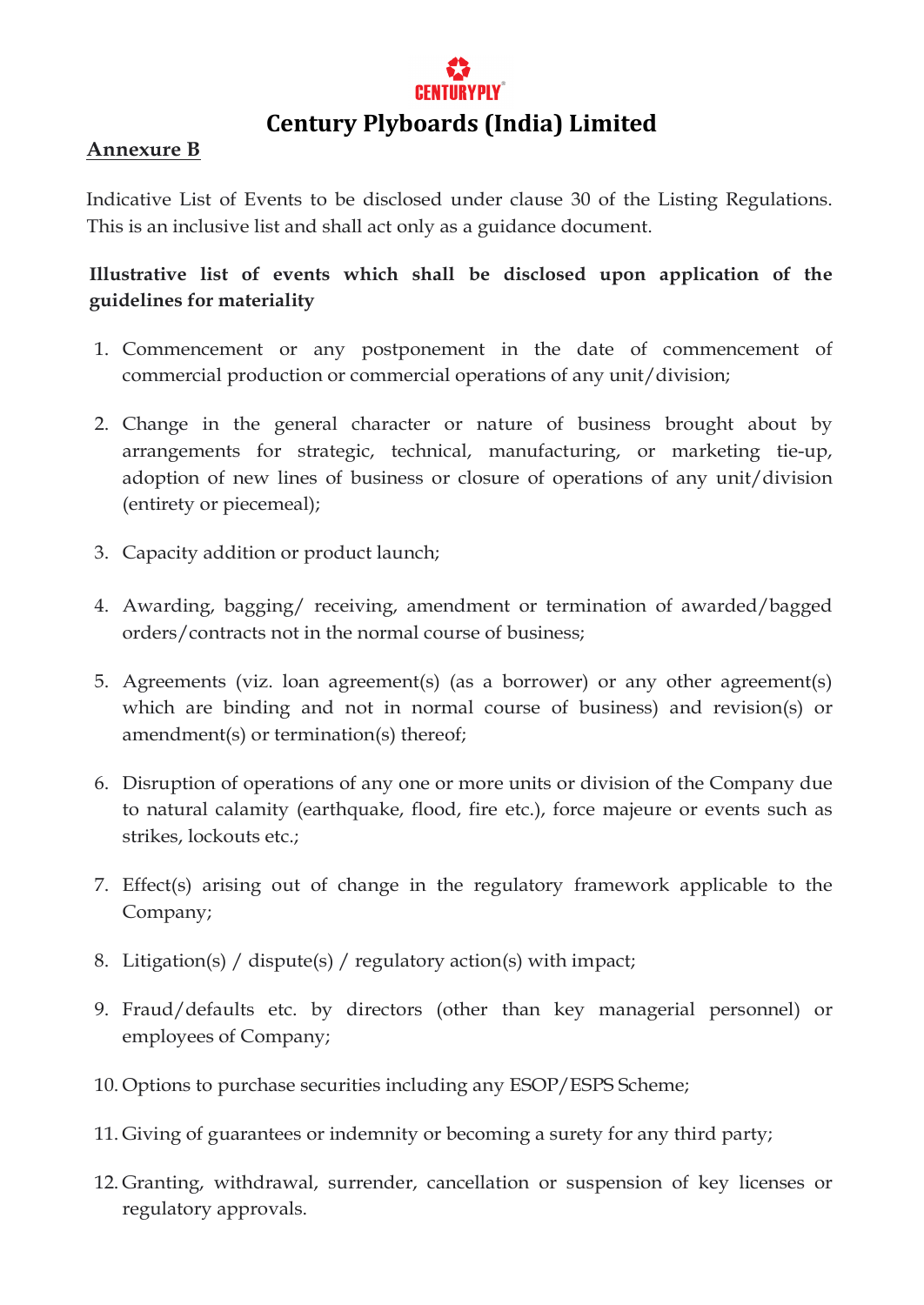# Century Plyboards (India) Limited

**Annexure B**

Indicative List of Events to be disclosed under clause 30 of the Listing Regulations. This is an inclusive list and shall act only as a guidance document.

**Illustrative list of events which shall be disclosed upon application of the guidelines for materiality**

1. Commencement or any postponement in the date of commencement of commercial production or commercial operations of any unit/division;

2. Change in the general character or nature of business brought about by arrangements for strategic, technical, manufacturing, or marketing tie-up, adoption of new lines of business or closure of operations of any unit/division (entirety or piecemeal);

3. Capacity addition or product launch;

4. Awarding, bagging/ receiving, amendment or termination of awarded/bagged orders/contracts not in the normal course of business;

5. Agreements (viz. loan agreement(s) (as a borrower) or any other agreement(s) which are binding and not in normal course of business) and revision(s) or amendment(s) or termination(s) thereof;

6. Disruption of operations of any one or more units or division of the Company due to natural calamity (earthquake, flood, fire etc.), force majeure or events such as strikes, lockouts etc.;

7. Effect(s) arising out of change in the regulatory framework applicable to the Company;

8. Litigation(s) / dispute(s) / regulatory action(s) with impact;

9. Fraud/defaults etc. by directors (other than key managerial personnel) or employees of Company;

10. Options to purchase securities including any ESOP/ESPS Scheme;

11. Giving of guarantees or indemnity or becoming a surety for any third party;

12. Granting, withdrawal, surrender, cancellation or suspension of key licenses or regulatory approvals.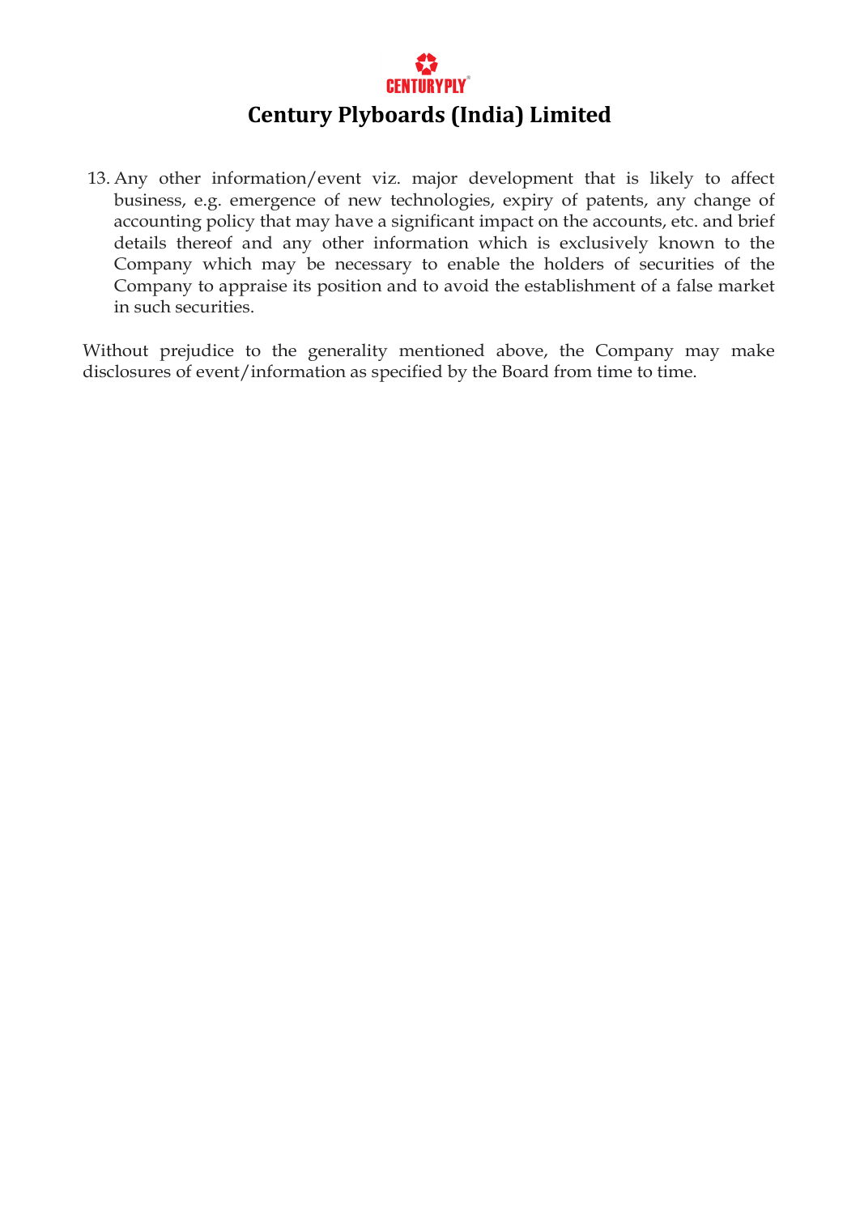13. Any other information/event viz. major development that is likely to affect business, e.g. emergence of new technologies, expiry of patents, any change of accounting policy that may have a significant impact on the accounts, etc. and brief details thereof and any other information which is exclusively known to the Company which may be necessary to enable the holders of securities of the Company to appraise its position and to avoid the establishment of a false market in such securities.

Without prejudice to the generality mentioned above, the Company may make disclosures of event/information as specified by the Board from time to time.